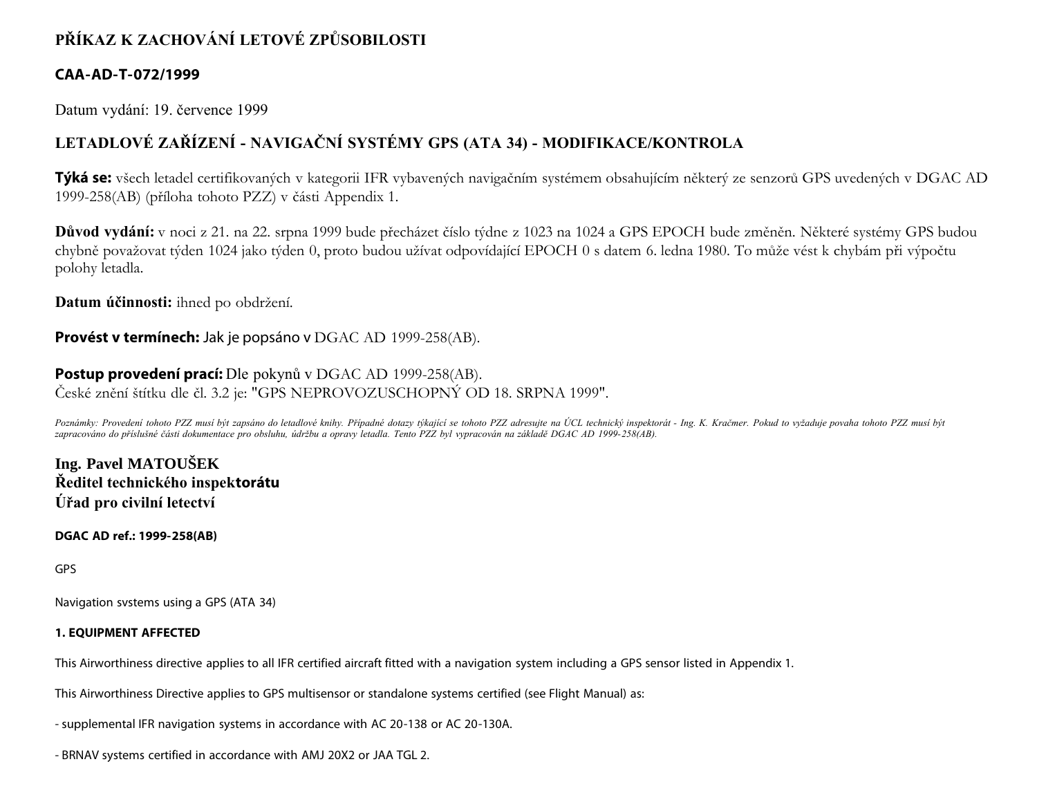# PŘÍKAZ K ZACHOVÁNÍ LETOVÉ ZPŮSOBILOSTI

## CAA-AD-T-072/1999

Datum vydání: 19. července 1999

## LETADLOVÉ ZAŘÍZENÍ - NAVIGAČNÍ SYSTÉMY GPS (ATA 34) - MODIFIKACE/KONTROLA

**Týká se:** všech letadel certifikovaných v kategorii IFR vybavených navigačním systémem obsahujícím některý ze senzorů GPS uvedených v DGAC AD 1999-258(AB) (příloha tohoto PZZ) v části Appendix 1.

**Důvod vydání:** v noci z 21. na 22. srpna 1999 bude přecházet číslo týdne z 1023 na 1024 a GPS EPOCH bude změněn. Některé systémy GPS budou chybně považovat týden 1024 jako týden 0, proto budou užívat odpovídající EPOCH 0 s datem 6. ledna 1980. To může vést k chybám při výpočtu polohy letadla.

**Datum účinnosti:** ihned po obdržení.

**Provést v termínech:** Jak je popsáno v DGAC AD 1999-258(AB).

**Postup provedení prací:** Dle pokynů v DGAC AD 1999-258(AB).
České znění štítku dle čl. 3.2 je: "GPS NEPROVOZUSCHOPNÝ OD 18. SRPNA 1999".

*Poznámky: Provedení tohoto PZZ musí být zapsáno do letadlové knihy. Případné dotazy týkající se tohoto PZZ adresujte na ÚCL technický inspektorát - Ing. K. Kračmer. Pokud to vyžaduje povaha tohoto PZZ musí být zapracováno do příslušné části dokumentace pro obsluhu, údržbu a opravy letadla. Tento PZZ byl vypracován na základě DGAC AD 1999-258(AB).*

**Ing. Pavel MATOUŠEK**
**Ředitel technického inspektorátu**
**Úřad pro civilní letectví**

**DGAC AD ref.: 1999-258(AB)**

GPS

Navigation svstems using a GPS (ATA 34)

**1. EQUIPMENT AFFECTED**

This Airworthiness directive applies to all IFR certified aircraft fitted with a navigation system including a GPS sensor listed in Appendix 1.

This Airworthiness Directive applies to GPS multisensor or standalone systems certified (see Flight Manual) as:

- supplemental IFR navigation systems in accordance with AC 20-138 or AC 20-130A.

- BRNAV systems certified in accordance with AMJ 20X2 or JAA TGL 2.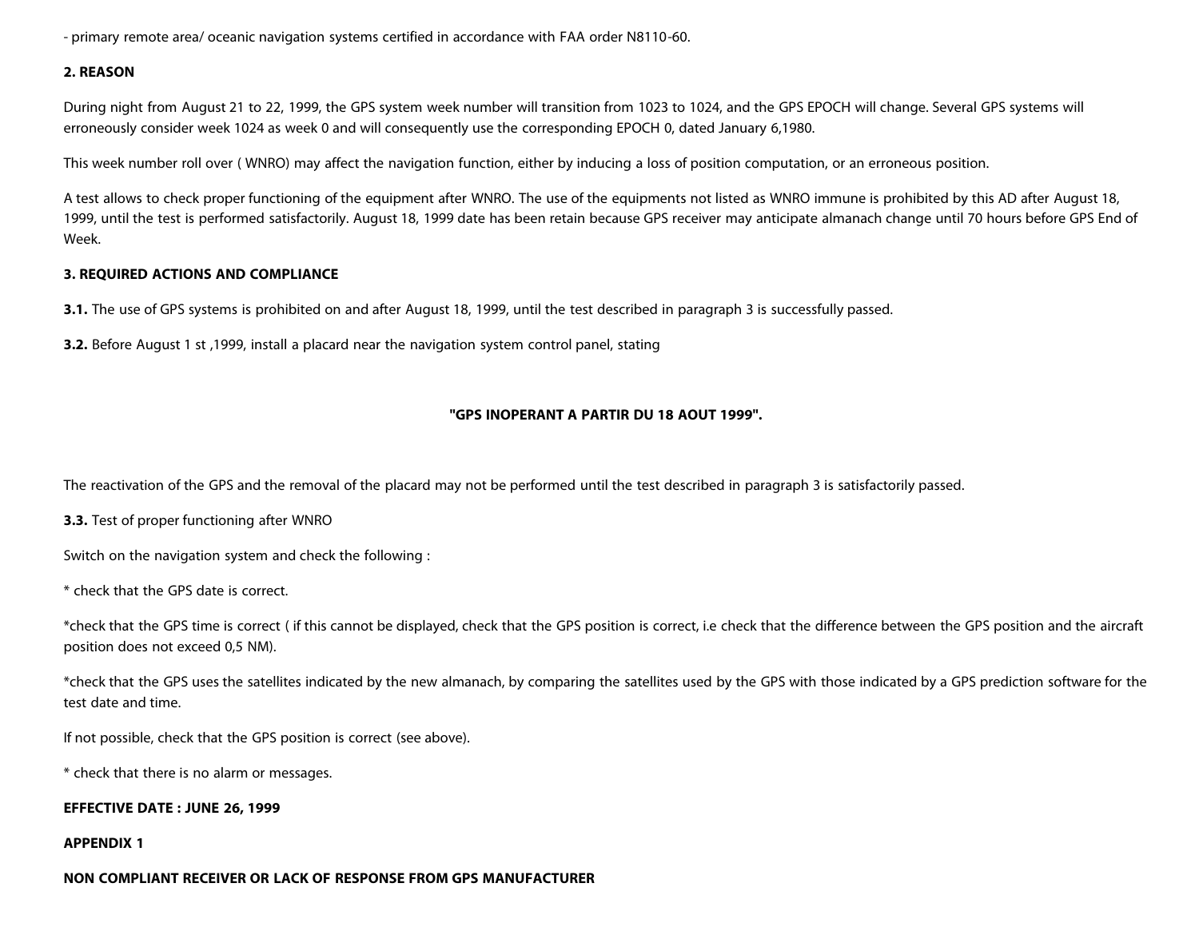- primary remote area/ oceanic navigation systems certified in accordance with FAA order N8110-60.

**2. REASON**

During night from August 21 to 22, 1999, the GPS system week number will transition from 1023 to 1024, and the GPS EPOCH will change. Several GPS systems will erroneously consider week 1024 as week 0 and will consequently use the corresponding EPOCH 0, dated January 6,1980.

This week number roll over ( WNRO) may affect the navigation function, either by inducing a loss of position computation, or an erroneous position.

A test allows to check proper functioning of the equipment after WNRO. The use of the equipments not listed as WNRO immune is prohibited by this AD after August 18, 1999, until the test is performed satisfactorily. August 18, 1999 date has been retain because GPS receiver may anticipate almanach change until 70 hours before GPS End of Week.

**3. REQUIRED ACTIONS AND COMPLIANCE**

**3.1.** The use of GPS systems is prohibited on and after August 18, 1999, until the test described in paragraph 3 is successfully passed.

**3.2.** Before August 1 st ,1999, install a placard near the navigation system control panel, stating

**"GPS INOPERANT A PARTIR DU 18 AOUT 1999".**

The reactivation of the GPS and the removal of the placard may not be performed until the test described in paragraph 3 is satisfactorily passed.

**3.3.** Test of proper functioning after WNRO

Switch on the navigation system and check the following :

* check that the GPS date is correct.

*check that the GPS time is correct ( if this cannot be displayed, check that the GPS position is correct, i.e check that the difference between the GPS position and the aircraft position does not exceed 0,5 NM).

*check that the GPS uses the satellites indicated by the new almanach, by comparing the satellites used by the GPS with those indicated by a GPS prediction software for the test date and time.

If not possible, check that the GPS position is correct (see above).

* check that there is no alarm or messages.

**EFFECTIVE DATE : JUNE 26, 1999**

**APPENDIX 1**

**NON COMPLIANT RECEIVER OR LACK OF RESPONSE FROM GPS MANUFACTURER**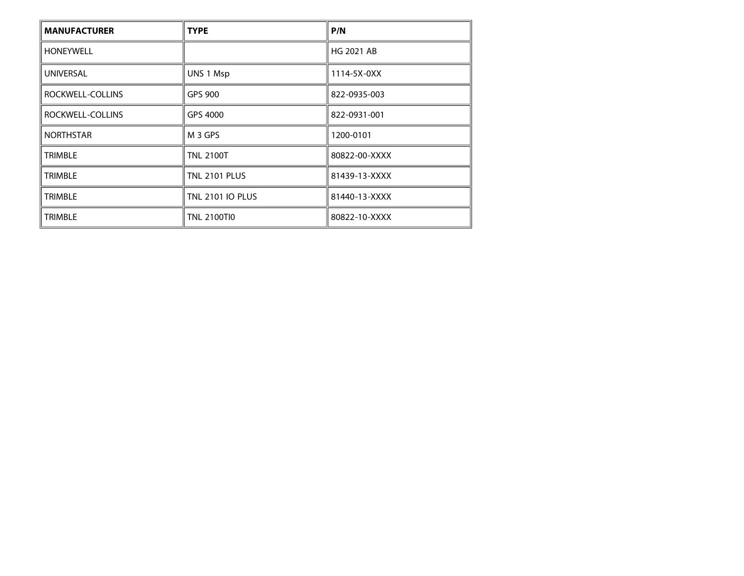| MANUFACTURER | TYPE | P/N |
| --- | --- | --- |
| HONEYWELL | | HG 2021 AB |
| UNIVERSAL | UNS 1 Msp | 1114-5X-0XX |
| ROCKWELL-COLLINS | GPS 900 | 822-0935-003 |
| ROCKWELL-COLLINS | GPS 4000 | 822-0931-001 |
| NORTHSTAR | M 3 GPS | 1200-0101 |
| TRIMBLE | TNL 2100T | 80822-00-XXXX |
| TRIMBLE | TNL 2101 PLUS | 81439-13-XXXX |
| TRIMBLE | TNL 2101 IO PLUS | 81440-13-XXXX |
| TRIMBLE | TNL 2100TI0 | 80822-10-XXXX |